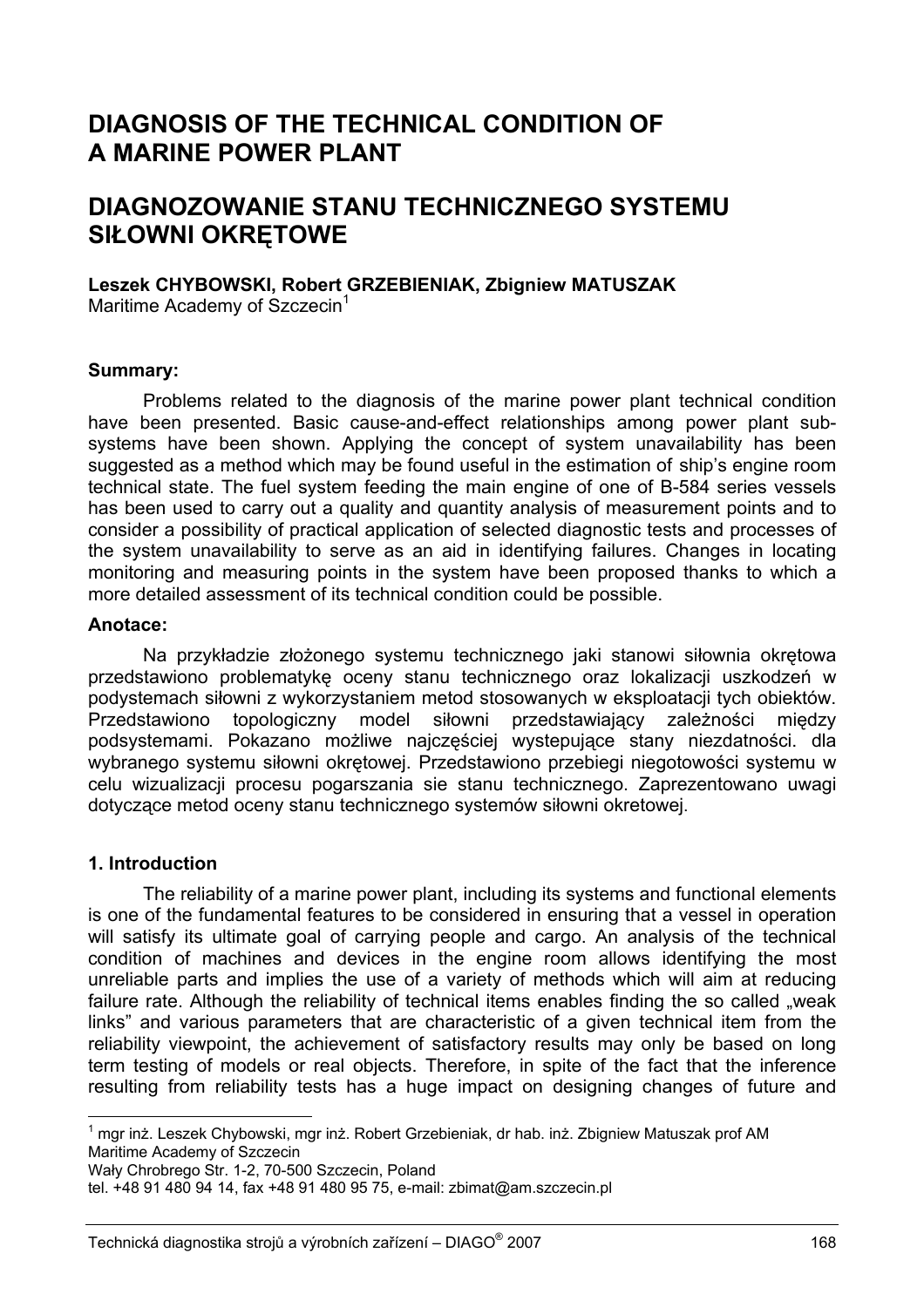# DIAGNOSIS OF THE TECHNICAL CONDITION OF A MARINE POWER PLANT

# DIAGNOZOWANIE STANU TECHNICZNEGO SYSTEMU SIŁOWNI OKRĘTOWE

**Leszek CHYBOWSKI, Robert GRZEBIENIAK, Zbigniew MATUSZAK**
Maritime Academy of Szczecin[1]

**Summary:**

Problems related to the diagnosis of the marine power plant technical condition have been presented. Basic cause-and-effect relationships among power plant sub-systems have been shown. Applying the concept of system unavailability has been suggested as a method which may be found useful in the estimation of ship's engine room technical state. The fuel system feeding the main engine of one of B-584 series vessels has been used to carry out a quality and quantity analysis of measurement points and to consider a possibility of practical application of selected diagnostic tests and processes of the system unavailability to serve as an aid in identifying failures. Changes in locating monitoring and measuring points in the system have been proposed thanks to which a more detailed assessment of its technical condition could be possible.

**Anotace:**

Na przykładzie złożonego systemu technicznego jaki stanowi siłownia okrętowa przedstawiono problematykę oceny stanu technicznego oraz lokalizacji uszkodzeń w podystemach siłowni z wykorzystaniem metod stosowanych w eksploatacji tych obiektów. Przedstawiono topologiczny model siłowni przedstawiający zależności między podsystemami. Pokazano możliwe najczęściej wystepujące stany niezdatności. dla wybranego systemu siłowni okrętowej. Przedstawiono przebiegi niegotowości systemu w celu wizualizacji procesu pogarszania sie stanu technicznego. Zaprezentowano uwagi dotyczące metod oceny stanu technicznego systemów siłowni okretowej.

## 1. Introduction

The reliability of a marine power plant, including its systems and functional elements is one of the fundamental features to be considered in ensuring that a vessel in operation will satisfy its ultimate goal of carrying people and cargo. An analysis of the technical condition of machines and devices in the engine room allows identifying the most unreliable parts and implies the use of a variety of methods which will aim at reducing failure rate. Although the reliability of technical items enables finding the so called „weak links" and various parameters that are characteristic of a given technical item from the reliability viewpoint, the achievement of satisfactory results may only be based on long term testing of models or real objects. Therefore, in spite of the fact that the inference resulting from reliability tests has a huge impact on designing changes of future and

---

[1] mgr inż. Leszek Chybowski, mgr inż. Robert Grzebieniak, dr hab. inż. Zbigniew Matuszak prof AM
Maritime Academy of Szczecin
Wały Chrobrego Str. 1-2, 70-500 Szczecin, Poland
tel. +48 91 480 94 14, fax +48 91 480 95 75, e-mail: zbimat@am.szczecin.pl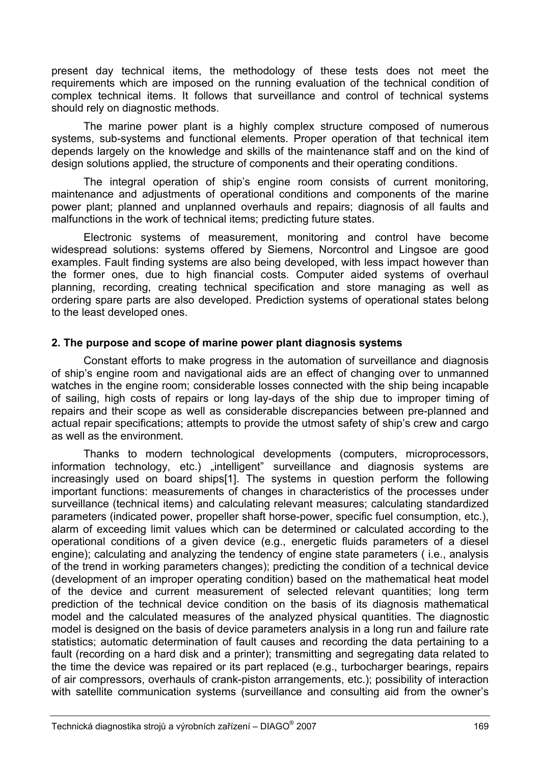present day technical items, the methodology of these tests does not meet the requirements which are imposed on the running evaluation of the technical condition of complex technical items. It follows that surveillance and control of technical systems should rely on diagnostic methods.

The marine power plant is a highly complex structure composed of numerous systems, sub-systems and functional elements. Proper operation of that technical item depends largely on the knowledge and skills of the maintenance staff and on the kind of design solutions applied, the structure of components and their operating conditions.

The integral operation of ship's engine room consists of current monitoring, maintenance and adjustments of operational conditions and components of the marine power plant; planned and unplanned overhauls and repairs; diagnosis of all faults and malfunctions in the work of technical items; predicting future states.

Electronic systems of measurement, monitoring and control have become widespread solutions: systems offered by Siemens, Norcontrol and Lingsoe are good examples. Fault finding systems are also being developed, with less impact however than the former ones, due to high financial costs. Computer aided systems of overhaul planning, recording, creating technical specification and store managing as well as ordering spare parts are also developed. Prediction systems of operational states belong to the least developed ones.

## 2. The purpose and scope of marine power plant diagnosis systems

Constant efforts to make progress in the automation of surveillance and diagnosis of ship's engine room and navigational aids are an effect of changing over to unmanned watches in the engine room; considerable losses connected with the ship being incapable of sailing, high costs of repairs or long lay-days of the ship due to improper timing of repairs and their scope as well as considerable discrepancies between pre-planned and actual repair specifications; attempts to provide the utmost safety of ship's crew and cargo as well as the environment.

Thanks to modern technological developments (computers, microprocessors, information technology, etc.) „intelligent" surveillance and diagnosis systems are increasingly used on board ships[1]. The systems in question perform the following important functions: measurements of changes in characteristics of the processes under surveillance (technical items) and calculating relevant measures; calculating standardized parameters (indicated power, propeller shaft horse-power, specific fuel consumption, etc.), alarm of exceeding limit values which can be determined or calculated according to the operational conditions of a given device (e.g., energetic fluids parameters of a diesel engine); calculating and analyzing the tendency of engine state parameters ( i.e., analysis of the trend in working parameters changes); predicting the condition of a technical device (development of an improper operating condition) based on the mathematical heat model of the device and current measurement of selected relevant quantities; long term prediction of the technical device condition on the basis of its diagnosis mathematical model and the calculated measures of the analyzed physical quantities. The diagnostic model is designed on the basis of device parameters analysis in a long run and failure rate statistics; automatic determination of fault causes and recording the data pertaining to a fault (recording on a hard disk and a printer); transmitting and segregating data related to the time the device was repaired or its part replaced (e.g., turbocharger bearings, repairs of air compressors, overhauls of crank-piston arrangements, etc.); possibility of interaction with satellite communication systems (surveillance and consulting aid from the owner's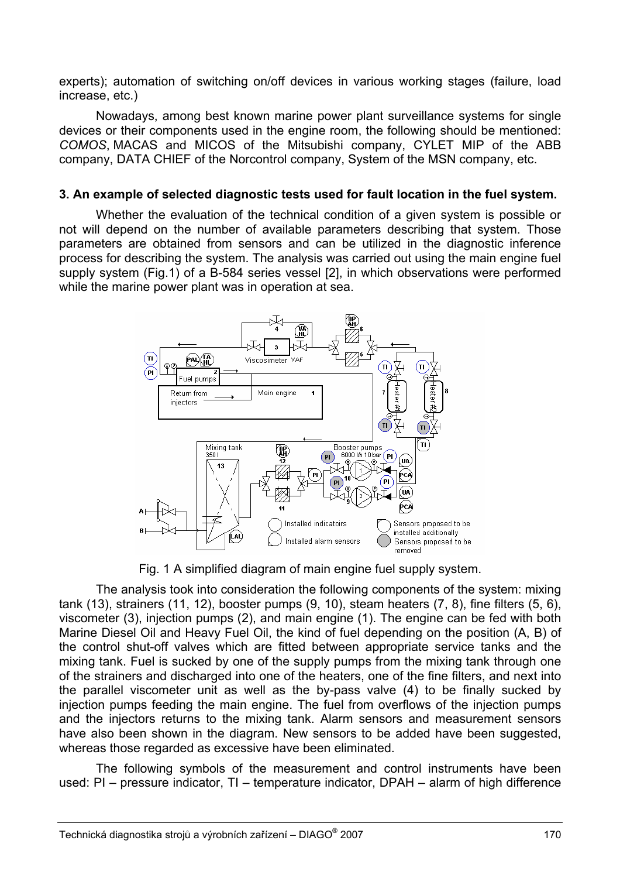experts); automation of switching on/off devices in various working stages (failure, load increase, etc.)

Nowadays, among best known marine power plant surveillance systems for single devices or their components used in the engine room, the following should be mentioned: *COMOS*, MACAS and MICOS of the Mitsubishi company, CYLET MIP of the ABB company, DATA CHIEF of the Norcontrol company, System of the MSN company, etc.

### 3. An example of selected diagnostic tests used for fault location in the fuel system.

Whether the evaluation of the technical condition of a given system is possible or not will depend on the number of available parameters describing that system. Those parameters are obtained from sensors and can be utilized in the diagnostic inference process for describing the system. The analysis was carried out using the main engine fuel supply system (Fig.1) of a B-584 series vessel [2], in which observations were performed while the marine power plant was in operation at sea.

Fig. 1 A simplified diagram of main engine fuel supply system.

The analysis took into consideration the following components of the system: mixing tank (13), strainers (11, 12), booster pumps (9, 10), steam heaters (7, 8), fine filters (5, 6), viscometer (3), injection pumps (2), and main engine (1). The engine can be fed with both Marine Diesel Oil and Heavy Fuel Oil, the kind of fuel depending on the position (A, B) of the control shut-off valves which are fitted between appropriate service tanks and the mixing tank. Fuel is sucked by one of the supply pumps from the mixing tank through one of the strainers and discharged into one of the heaters, one of the fine filters, and next into the parallel viscometer unit as well as the by-pass valve (4) to be finally sucked by injection pumps feeding the main engine. The fuel from overflows of the injection pumps and the injectors returns to the mixing tank. Alarm sensors and measurement sensors have also been shown in the diagram. New sensors to be added have been suggested, whereas those regarded as excessive have been eliminated.

The following symbols of the measurement and control instruments have been used: PI – pressure indicator, TI – temperature indicator, DPAH – alarm of high difference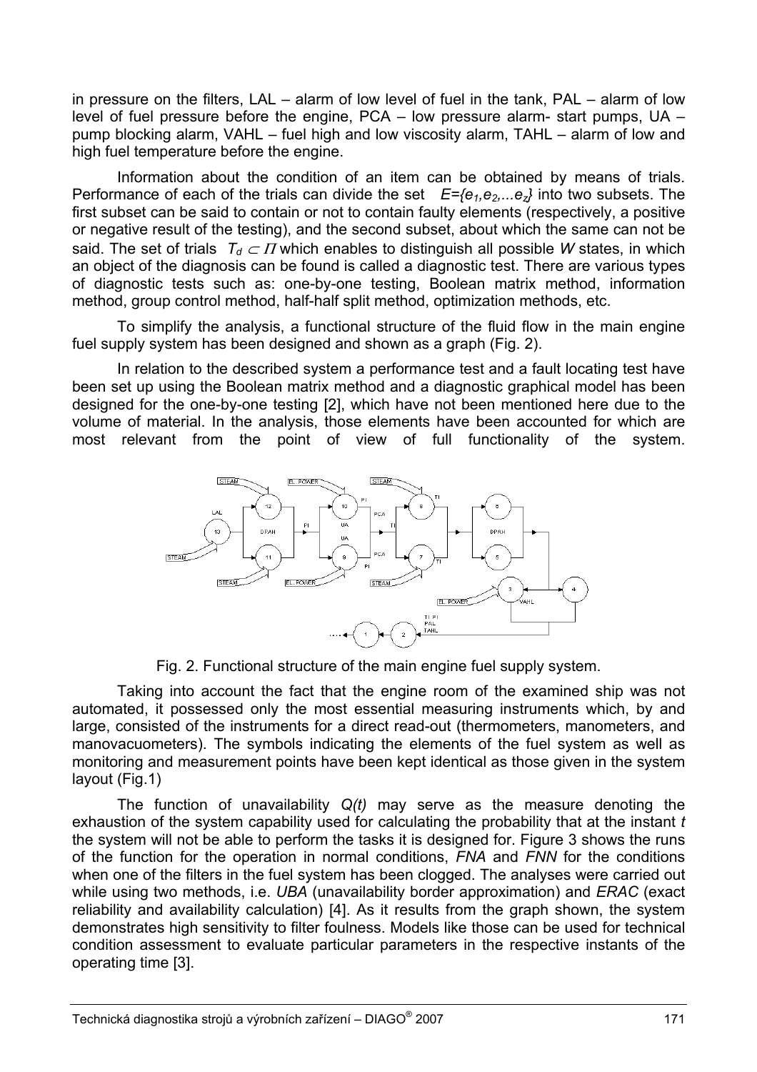in pressure on the filters, LAL – alarm of low level of fuel in the tank, PAL – alarm of low level of fuel pressure before the engine, PCA – low pressure alarm- start pumps, UA – pump blocking alarm, VAHL – fuel high and low viscosity alarm, TAHL – alarm of low and high fuel temperature before the engine.

Information about the condition of an item can be obtained by means of trials. Performance of each of the trials can divide the set $E=\{e_1,e_2,...e_z\}$ into two subsets. The first subset can be said to contain or not to contain faulty elements (respectively, a positive or negative result of the testing), and the second subset, about which the same can not be said. The set of trials $T_d \subset \Pi$ which enables to distinguish all possible *W* states, in which an object of the diagnosis can be found is called a diagnostic test. There are various types of diagnostic tests such as: one-by-one testing, Boolean matrix method, information method, group control method, half-half split method, optimization methods, etc.

To simplify the analysis, a functional structure of the fluid flow in the main engine fuel supply system has been designed and shown as a graph (Fig. 2).

In relation to the described system a performance test and a fault locating test have been set up using the Boolean matrix method and a diagnostic graphical model has been designed for the one-by-one testing [2], which have not been mentioned here due to the volume of material. In the analysis, those elements have been accounted for which are most relevant from the point of view of full functionality of the system.

Fig. 2. Functional structure of the main engine fuel supply system.

Taking into account the fact that the engine room of the examined ship was not automated, it possessed only the most essential measuring instruments which, by and large, consisted of the instruments for a direct read-out (thermometers, manometers, and manovacuometers). The symbols indicating the elements of the fuel system as well as monitoring and measurement points have been kept identical as those given in the system layout (Fig.1)

The function of unavailability *Q(t)* may serve as the measure denoting the exhaustion of the system capability used for calculating the probability that at the instant *t* the system will not be able to perform the tasks it is designed for. Figure 3 shows the runs of the function for the operation in normal conditions, *FNA* and *FNN* for the conditions when one of the filters in the fuel system has been clogged. The analyses were carried out while using two methods, i.e. *UBA* (unavailability border approximation) and *ERAC* (exact reliability and availability calculation) [4]. As it results from the graph shown, the system demonstrates high sensitivity to filter foulness. Models like those can be used for technical condition assessment to evaluate particular parameters in the respective instants of the operating time [3].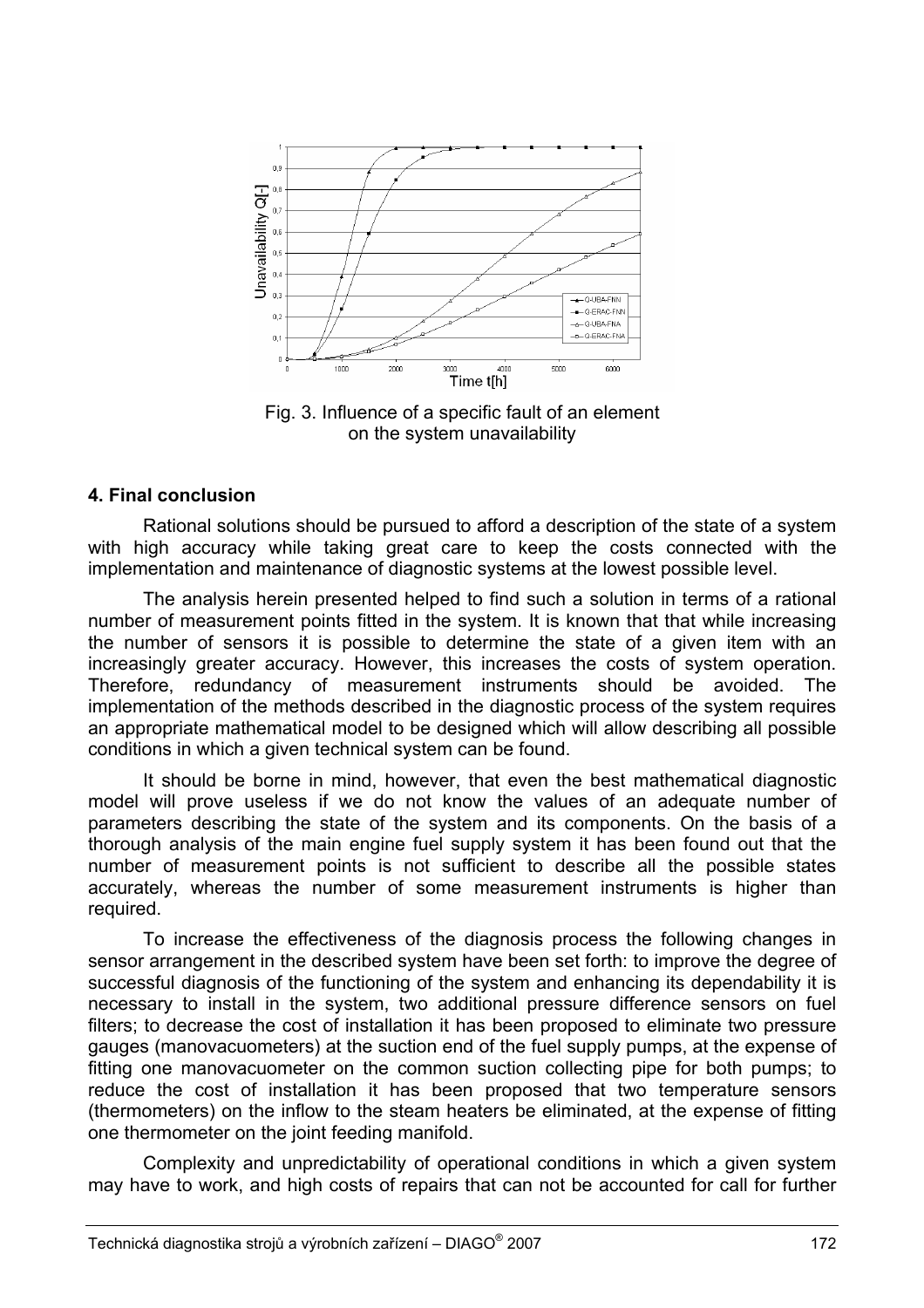Fig. 3. Influence of a specific fault of an element on the system unavailability

## 4. Final conclusion

Rational solutions should be pursued to afford a description of the state of a system with high accuracy while taking great care to keep the costs connected with the implementation and maintenance of diagnostic systems at the lowest possible level.

The analysis herein presented helped to find such a solution in terms of a rational number of measurement points fitted in the system. It is known that that while increasing the number of sensors it is possible to determine the state of a given item with an increasingly greater accuracy. However, this increases the costs of system operation. Therefore, redundancy of measurement instruments should be avoided. The implementation of the methods described in the diagnostic process of the system requires an appropriate mathematical model to be designed which will allow describing all possible conditions in which a given technical system can be found.

It should be borne in mind, however, that even the best mathematical diagnostic model will prove useless if we do not know the values of an adequate number of parameters describing the state of the system and its components. On the basis of a thorough analysis of the main engine fuel supply system it has been found out that the number of measurement points is not sufficient to describe all the possible states accurately, whereas the number of some measurement instruments is higher than required.

To increase the effectiveness of the diagnosis process the following changes in sensor arrangement in the described system have been set forth: to improve the degree of successful diagnosis of the functioning of the system and enhancing its dependability it is necessary to install in the system, two additional pressure difference sensors on fuel filters; to decrease the cost of installation it has been proposed to eliminate two pressure gauges (manovacuometers) at the suction end of the fuel supply pumps, at the expense of fitting one manovacuometer on the common suction collecting pipe for both pumps; to reduce the cost of installation it has been proposed that two temperature sensors (thermometers) on the inflow to the steam heaters be eliminated, at the expense of fitting one thermometer on the joint feeding manifold.

Complexity and unpredictability of operational conditions in which a given system may have to work, and high costs of repairs that can not be accounted for call for further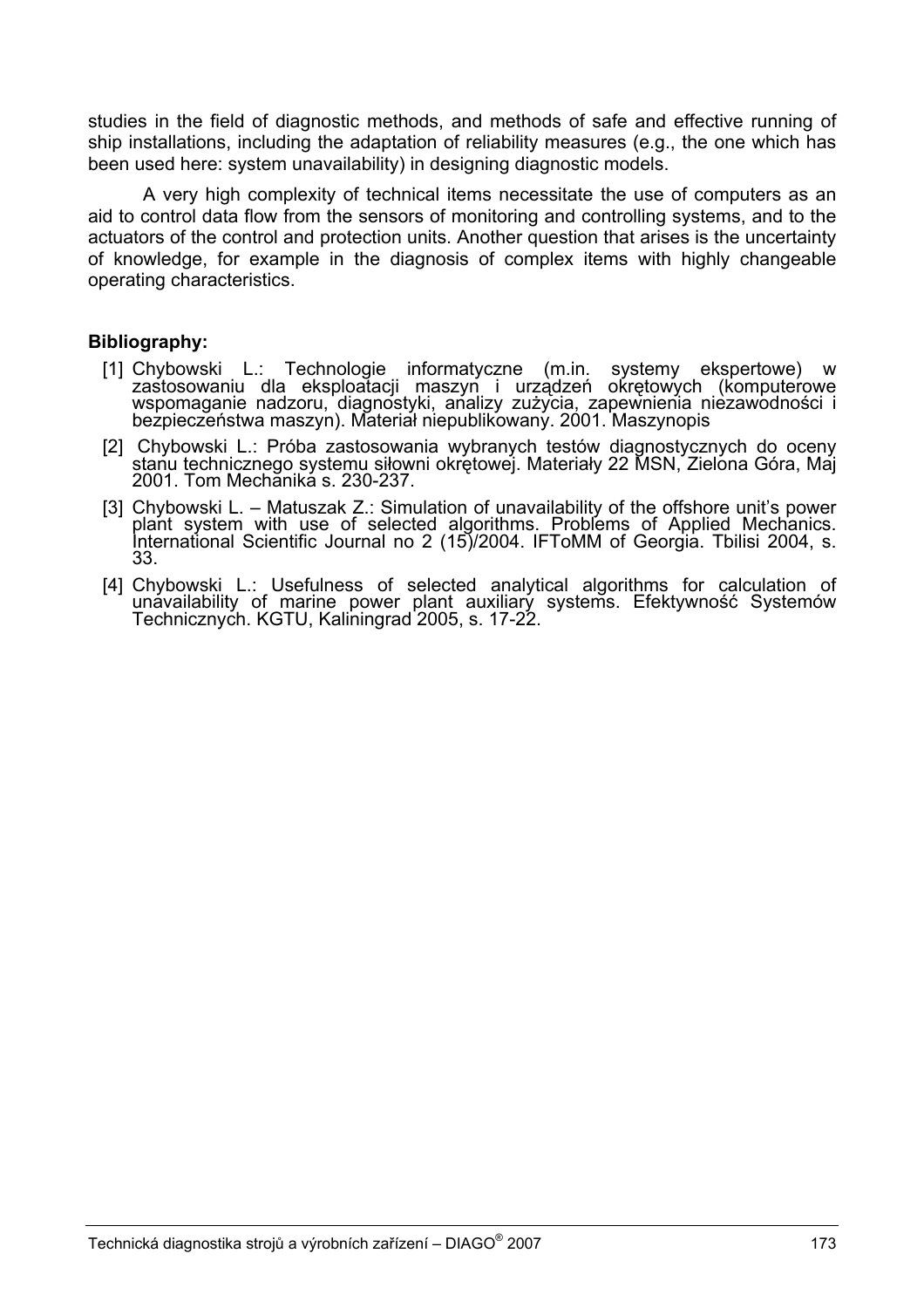studies in the field of diagnostic methods, and methods of safe and effective running of ship installations, including the adaptation of reliability measures (e.g., the one which has been used here: system unavailability) in designing diagnostic models.

A very high complexity of technical items necessitate the use of computers as an aid to control data flow from the sensors of monitoring and controlling systems, and to the actuators of the control and protection units. Another question that arises is the uncertainty of knowledge, for example in the diagnosis of complex items with highly changeable operating characteristics.

**Bibliography:**

[1] Chybowski L.: Technologie informatyczne (m.in. systemy ekspertowe) w zastosowaniu dla eksploatacji maszyn i urządzeń okrętowych (komputerowe wspomaganie nadzoru, diagnostyki, analizy zużycia, zapewnienia niezawodności i bezpieczeństwa maszyn). Materiał niepublikowany. 2001. Maszynopis

[2] Chybowski L.: Próba zastosowania wybranych testów diagnostycznych do oceny stanu technicznego systemu siłowni okrętowej. Materiały 22 MSN, Zielona Góra, Maj 2001. Tom Mechanika s. 230-237.

[3] Chybowski L. – Matuszak Z.: Simulation of unavailability of the offshore unit's power plant system with use of selected algorithms. Problems of Applied Mechanics. International Scientific Journal no 2 (15)/2004. IFToMM of Georgia. Tbilisi 2004, s. 33.

[4] Chybowski L.: Usefulness of selected analytical algorithms for calculation of unavailability of marine power plant auxiliary systems. Efektywność Systemów Technicznych. KGTU, Kaliningrad 2005, s. 17-22.